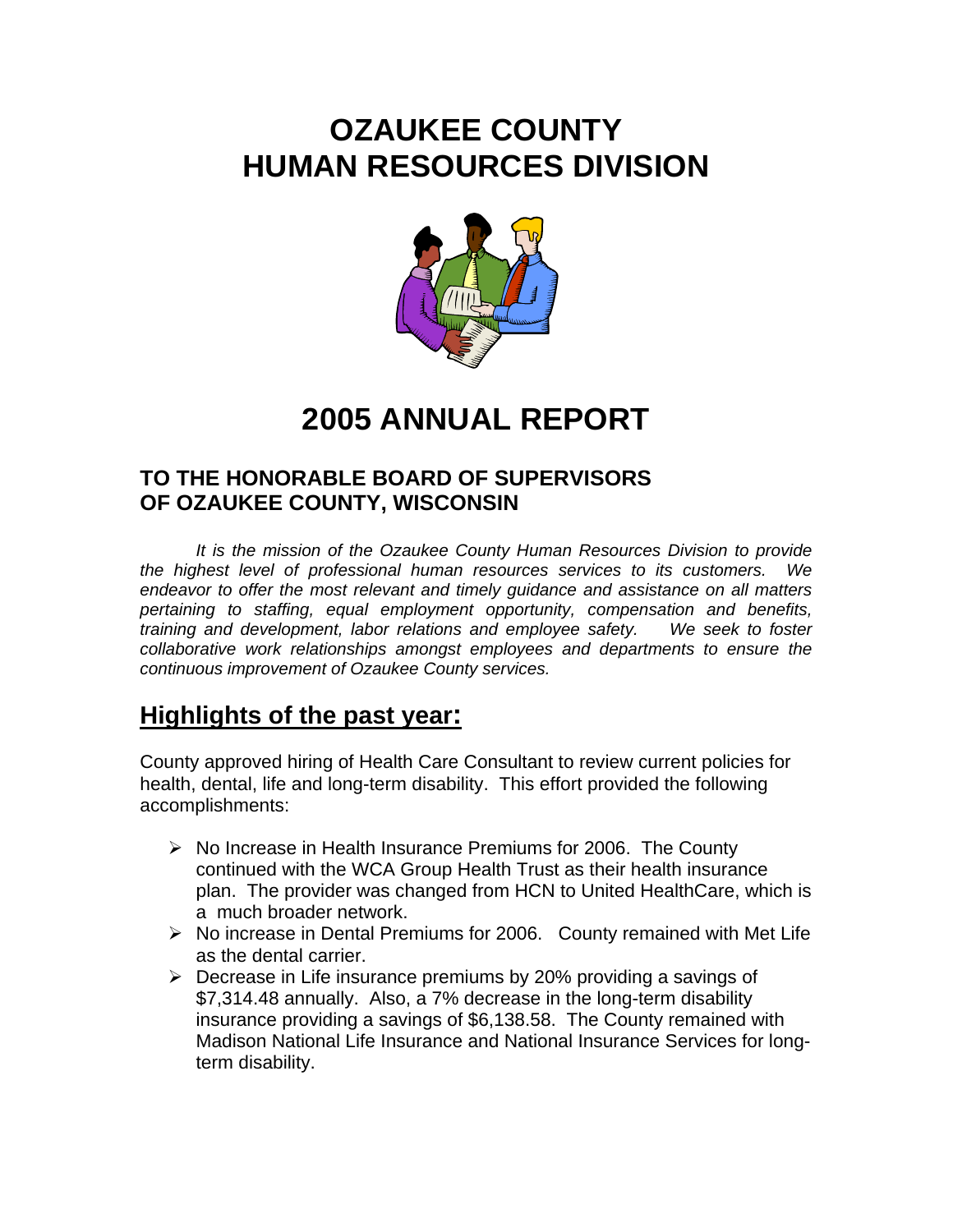# OZAUKEE COUNTY
# HUMAN RESOURCES DIVISION

# 2005 ANNUAL REPORT

### TO THE HONORABLE BOARD OF SUPERVISORS OF OZAUKEE COUNTY, WISCONSIN

*It is the mission of the Ozaukee County Human Resources Division to provide the highest level of professional human resources services to its customers. We endeavor to offer the most relevant and timely guidance and assistance on all matters pertaining to staffing, equal employment opportunity, compensation and benefits, training and development, labor relations and employee safety. We seek to foster collaborative work relationships amongst employees and departments to ensure the continuous improvement of Ozaukee County services.*

## Highlights of the past year:

County approved hiring of Health Care Consultant to review current policies for health, dental, life and long-term disability. This effort provided the following accomplishments:

- No Increase in Health Insurance Premiums for 2006. The County continued with the WCA Group Health Trust as their health insurance plan. The provider was changed from HCN to United HealthCare, which is a much broader network.
- No increase in Dental Premiums for 2006. County remained with Met Life as the dental carrier.
- Decrease in Life insurance premiums by 20% providing a savings of $7,314.48 annually. Also, a 7% decrease in the long-term disability insurance providing a savings of $6,138.58. The County remained with Madison National Life Insurance and National Insurance Services for long-term disability.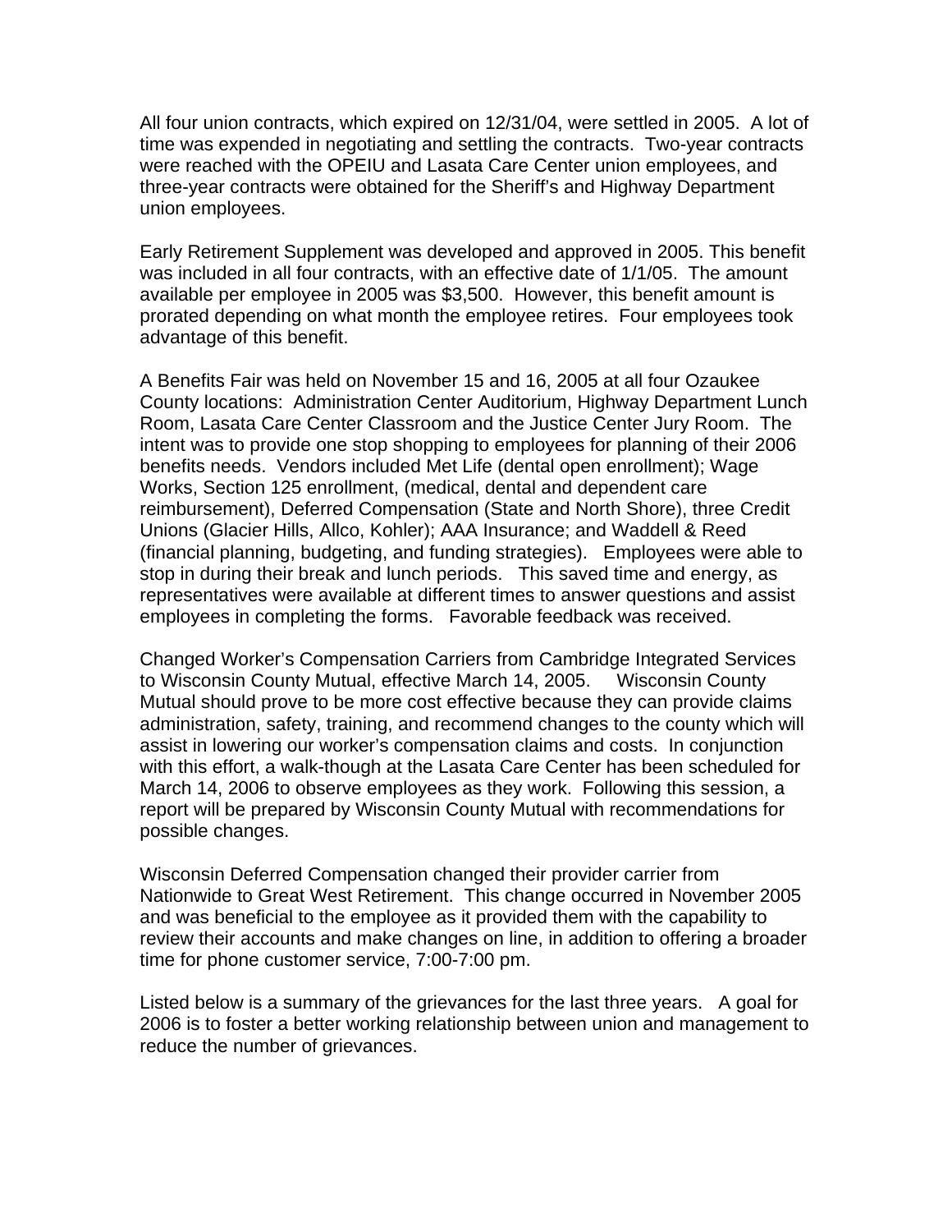All four union contracts, which expired on 12/31/04, were settled in 2005. A lot of time was expended in negotiating and settling the contracts. Two-year contracts were reached with the OPEIU and Lasata Care Center union employees, and three-year contracts were obtained for the Sheriff's and Highway Department union employees.

Early Retirement Supplement was developed and approved in 2005. This benefit was included in all four contracts, with an effective date of 1/1/05. The amount available per employee in 2005 was $3,500. However, this benefit amount is prorated depending on what month the employee retires. Four employees took advantage of this benefit.

A Benefits Fair was held on November 15 and 16, 2005 at all four Ozaukee County locations: Administration Center Auditorium, Highway Department Lunch Room, Lasata Care Center Classroom and the Justice Center Jury Room. The intent was to provide one stop shopping to employees for planning of their 2006 benefits needs. Vendors included Met Life (dental open enrollment); Wage Works, Section 125 enrollment, (medical, dental and dependent care reimbursement), Deferred Compensation (State and North Shore), three Credit Unions (Glacier Hills, Allco, Kohler); AAA Insurance; and Waddell & Reed (financial planning, budgeting, and funding strategies). Employees were able to stop in during their break and lunch periods. This saved time and energy, as representatives were available at different times to answer questions and assist employees in completing the forms. Favorable feedback was received.

Changed Worker's Compensation Carriers from Cambridge Integrated Services to Wisconsin County Mutual, effective March 14, 2005. Wisconsin County Mutual should prove to be more cost effective because they can provide claims administration, safety, training, and recommend changes to the county which will assist in lowering our worker's compensation claims and costs. In conjunction with this effort, a walk-though at the Lasata Care Center has been scheduled for March 14, 2006 to observe employees as they work. Following this session, a report will be prepared by Wisconsin County Mutual with recommendations for possible changes.

Wisconsin Deferred Compensation changed their provider carrier from Nationwide to Great West Retirement. This change occurred in November 2005 and was beneficial to the employee as it provided them with the capability to review their accounts and make changes on line, in addition to offering a broader time for phone customer service, 7:00-7:00 pm.

Listed below is a summary of the grievances for the last three years. A goal for 2006 is to foster a better working relationship between union and management to reduce the number of grievances.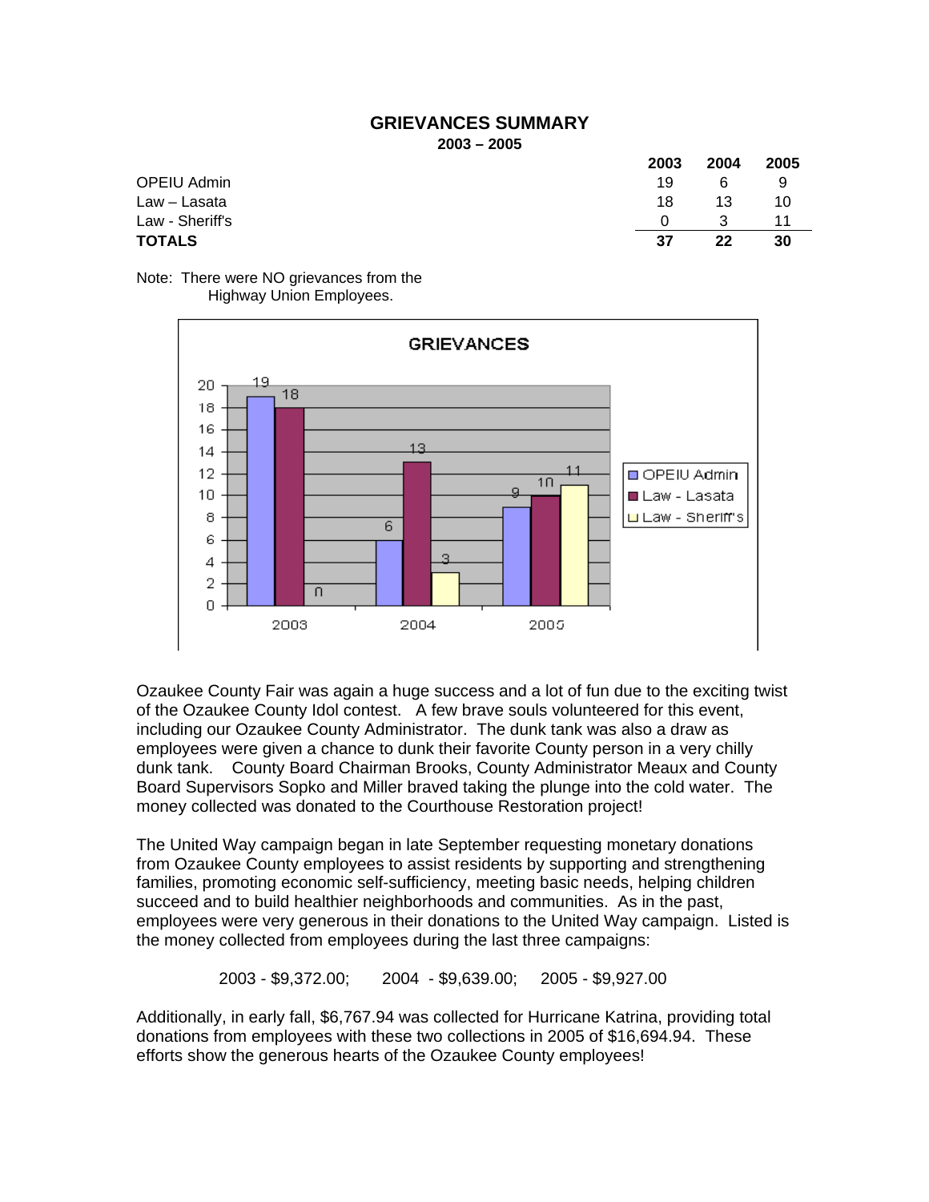## GRIEVANCES SUMMARY

**2003 – 2005**

| | 2003 | 2004 | 2005 |
|---|---|---|---|
| OPEIU Admin | 19 | 6 | 9 |
| Law – Lasata | 18 | 13 | 10 |
| Law - Sheriff's | 0 | 3 | 11 |
| **TOTALS** | **37** | **22** | **30** |

Note: There were NO grievances from the Highway Union Employees.

Ozaukee County Fair was again a huge success and a lot of fun due to the exciting twist of the Ozaukee County Idol contest. A few brave souls volunteered for this event, including our Ozaukee County Administrator. The dunk tank was also a draw as employees were given a chance to dunk their favorite County person in a very chilly dunk tank. County Board Chairman Brooks, County Administrator Meaux and County Board Supervisors Sopko and Miller braved taking the plunge into the cold water. The money collected was donated to the Courthouse Restoration project!

The United Way campaign began in late September requesting monetary donations from Ozaukee County employees to assist residents by supporting and strengthening families, promoting economic self-sufficiency, meeting basic needs, helping children succeed and to build healthier neighborhoods and communities. As in the past, employees were very generous in their donations to the United Way campaign. Listed is the money collected from employees during the last three campaigns:

2003 - $9,372.00; 2004 - $9,639.00; 2005 - $9,927.00

Additionally, in early fall, $6,767.94 was collected for Hurricane Katrina, providing total donations from employees with these two collections in 2005 of $16,694.94. These efforts show the generous hearts of the Ozaukee County employees!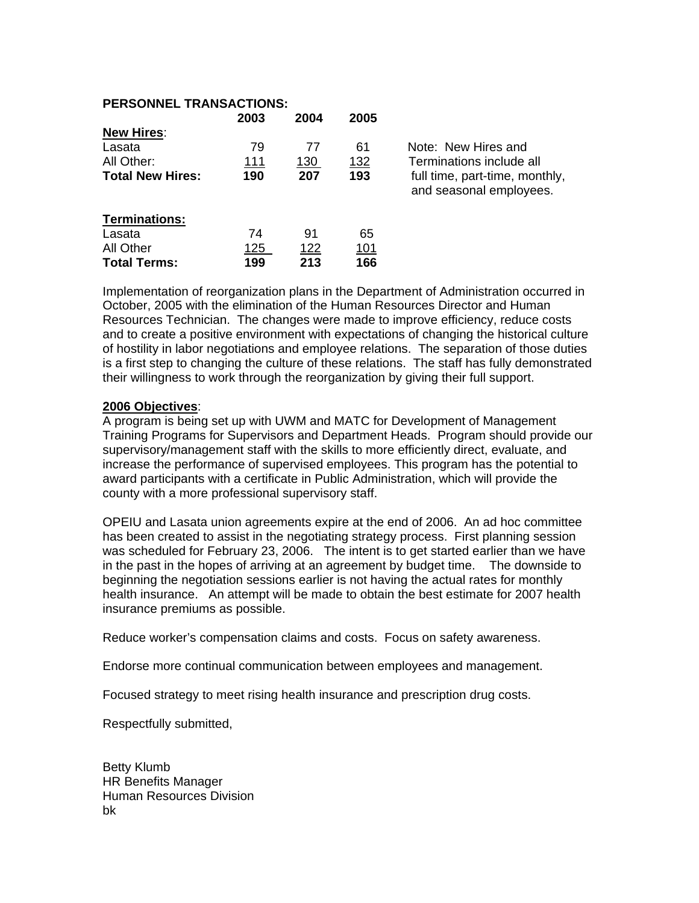**PERSONNEL TRANSACTIONS:**

| | 2003 | 2004 | 2005 |
|---|---|---|---|
| **New Hires**: | | | |
| Lasata | 79 | 77 | 61 |
| All Other: | 111 | 130 | 132 |
| **Total New Hires:** | **190** | **207** | **193** |
| **Terminations:** | | | |
| Lasata | 74 | 91 | 65 |
| All Other | 125 | 122 | 101 |
| **Total Terms:** | **199** | **213** | **166** |

Note: New Hires and Terminations include all full time, part-time, monthly, and seasonal employees.

Implementation of reorganization plans in the Department of Administration occurred in October, 2005 with the elimination of the Human Resources Director and Human Resources Technician. The changes were made to improve efficiency, reduce costs and to create a positive environment with expectations of changing the historical culture of hostility in labor negotiations and employee relations. The separation of those duties is a first step to changing the culture of these relations. The staff has fully demonstrated their willingness to work through the reorganization by giving their full support.

**2006 Objectives**:

A program is being set up with UWM and MATC for Development of Management Training Programs for Supervisors and Department Heads. Program should provide our supervisory/management staff with the skills to more efficiently direct, evaluate, and increase the performance of supervised employees. This program has the potential to award participants with a certificate in Public Administration, which will provide the county with a more professional supervisory staff.

OPEIU and Lasata union agreements expire at the end of 2006. An ad hoc committee has been created to assist in the negotiating strategy process. First planning session was scheduled for February 23, 2006. The intent is to get started earlier than we have in the past in the hopes of arriving at an agreement by budget time. The downside to beginning the negotiation sessions earlier is not having the actual rates for monthly health insurance. An attempt will be made to obtain the best estimate for 2007 health insurance premiums as possible.

Reduce worker's compensation claims and costs. Focus on safety awareness.

Endorse more continual communication between employees and management.

Focused strategy to meet rising health insurance and prescription drug costs.

Respectfully submitted,

Betty Klumb
HR Benefits Manager
Human Resources Division
bk